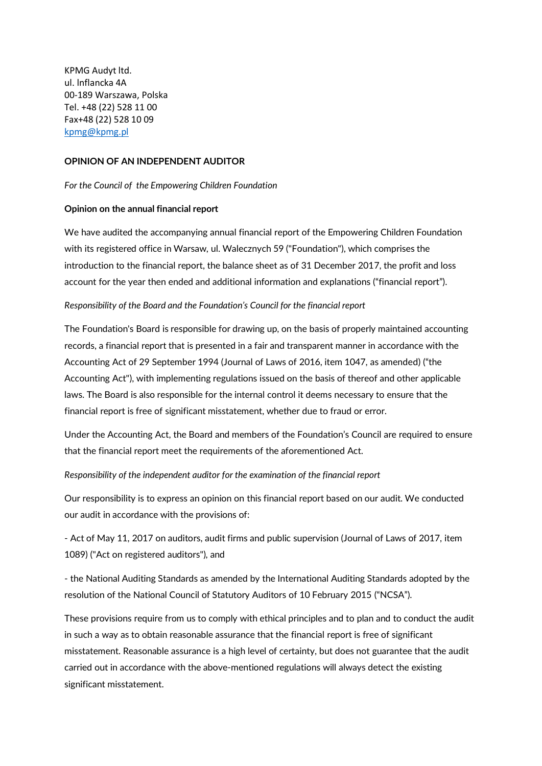KPMG Audyt ltd.
ul. Inflancka 4A
00-189 Warszawa, Polska
Tel. +48 (22) 528 11 00
Fax+48 (22) 528 10 09
kpmg@kpmg.pl

**OPINION OF AN INDEPENDENT AUDITOR**

*For the Council of the Empowering Children Foundation*

**Opinion on the annual financial report**

We have audited the accompanying annual financial report of the Empowering Children Foundation with its registered office in Warsaw, ul. Walecznych 59 ("Foundation"), which comprises the introduction to the financial report, the balance sheet as of 31 December 2017, the profit and loss account for the year then ended and additional information and explanations ("financial report").

*Responsibility of the Board and the Foundation's Council for the financial report*

The Foundation's Board is responsible for drawing up, on the basis of properly maintained accounting records, a financial report that is presented in a fair and transparent manner in accordance with the Accounting Act of 29 September 1994 (Journal of Laws of 2016, item 1047, as amended) ("the Accounting Act"), with implementing regulations issued on the basis of thereof and other applicable laws. The Board is also responsible for the internal control it deems necessary to ensure that the financial report is free of significant misstatement, whether due to fraud or error.

Under the Accounting Act, the Board and members of the Foundation's Council are required to ensure that the financial report meet the requirements of the aforementioned Act.

*Responsibility of the independent auditor for the examination of the financial report*

Our responsibility is to express an opinion on this financial report based on our audit. We conducted our audit in accordance with the provisions of:

- Act of May 11, 2017 on auditors, audit firms and public supervision (Journal of Laws of 2017, item 1089) ("Act on registered auditors"), and

- the National Auditing Standards as amended by the International Auditing Standards adopted by the resolution of the National Council of Statutory Auditors of 10 February 2015 ("NCSA").

These provisions require from us to comply with ethical principles and to plan and to conduct the audit in such a way as to obtain reasonable assurance that the financial report is free of significant misstatement. Reasonable assurance is a high level of certainty, but does not guarantee that the audit carried out in accordance with the above-mentioned regulations will always detect the existing significant misstatement.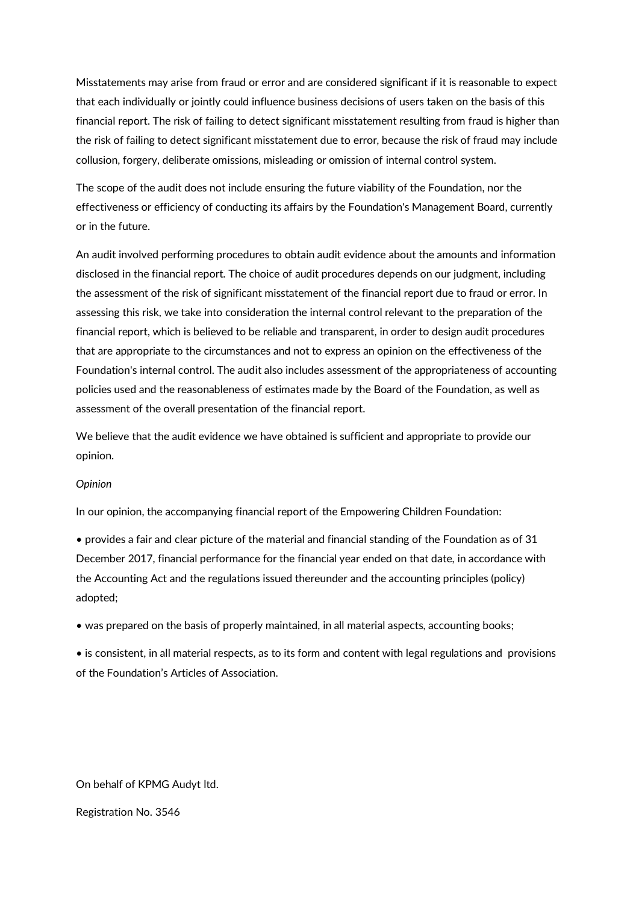Misstatements may arise from fraud or error and are considered significant if it is reasonable to expect that each individually or jointly could influence business decisions of users taken on the basis of this financial report. The risk of failing to detect significant misstatement resulting from fraud is higher than the risk of failing to detect significant misstatement due to error, because the risk of fraud may include collusion, forgery, deliberate omissions, misleading or omission of internal control system.

The scope of the audit does not include ensuring the future viability of the Foundation, nor the effectiveness or efficiency of conducting its affairs by the Foundation's Management Board, currently or in the future.

An audit involved performing procedures to obtain audit evidence about the amounts and information disclosed in the financial report. The choice of audit procedures depends on our judgment, including the assessment of the risk of significant misstatement of the financial report due to fraud or error. In assessing this risk, we take into consideration the internal control relevant to the preparation of the financial report, which is believed to be reliable and transparent, in order to design audit procedures that are appropriate to the circumstances and not to express an opinion on the effectiveness of the Foundation's internal control. The audit also includes assessment of the appropriateness of accounting policies used and the reasonableness of estimates made by the Board of the Foundation, as well as assessment of the overall presentation of the financial report.

We believe that the audit evidence we have obtained is sufficient and appropriate to provide our opinion.

*Opinion*

In our opinion, the accompanying financial report of the Empowering Children Foundation:

- provides a fair and clear picture of the material and financial standing of the Foundation as of 31 December 2017, financial performance for the financial year ended on that date, in accordance with the Accounting Act and the regulations issued thereunder and the accounting principles (policy) adopted;
- was prepared on the basis of properly maintained, in all material aspects, accounting books;
- is consistent, in all material respects, as to its form and content with legal regulations and provisions of the Foundation's Articles of Association.

On behalf of KPMG Audyt ltd.

Registration No. 3546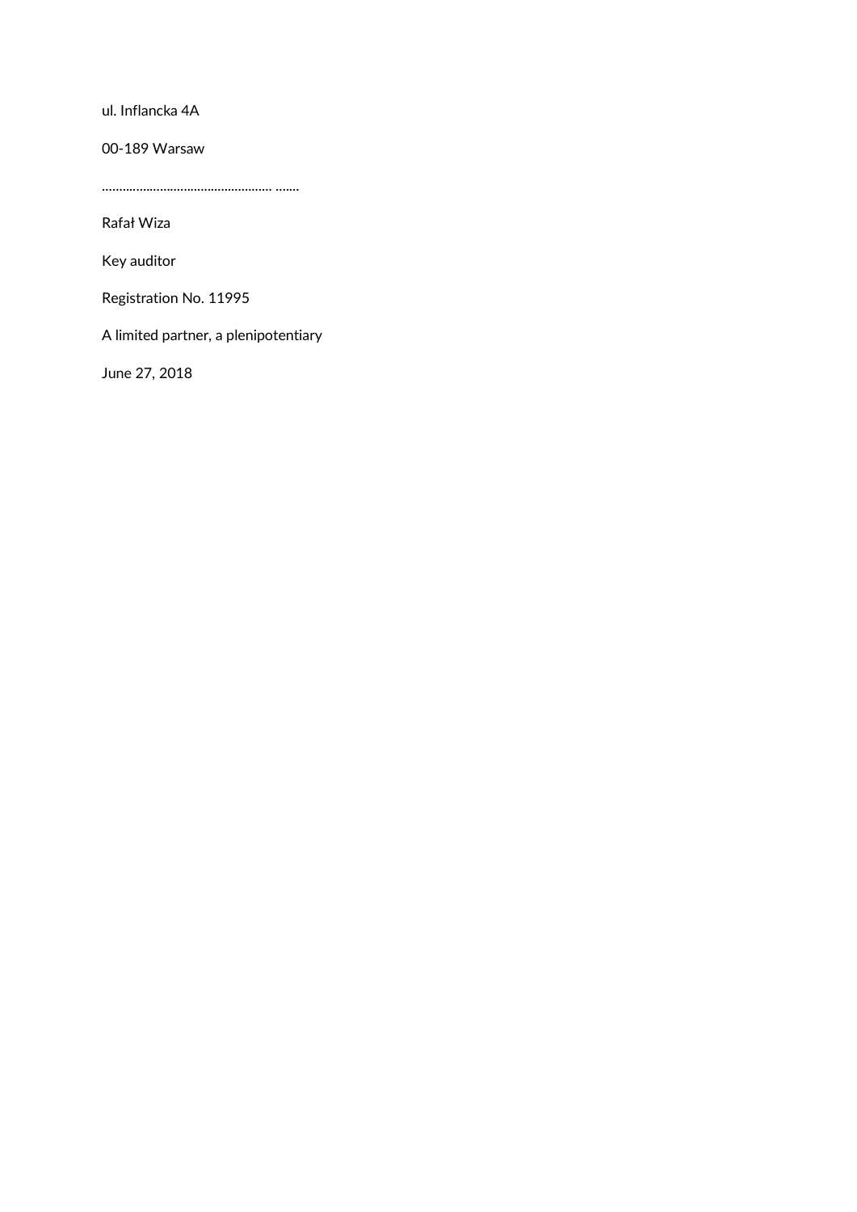ul. Inflancka 4A

00-189 Warsaw

…………………………………………… …….

Rafał Wiza

Key auditor

Registration No. 11995

A limited partner, a plenipotentiary

June 27, 2018